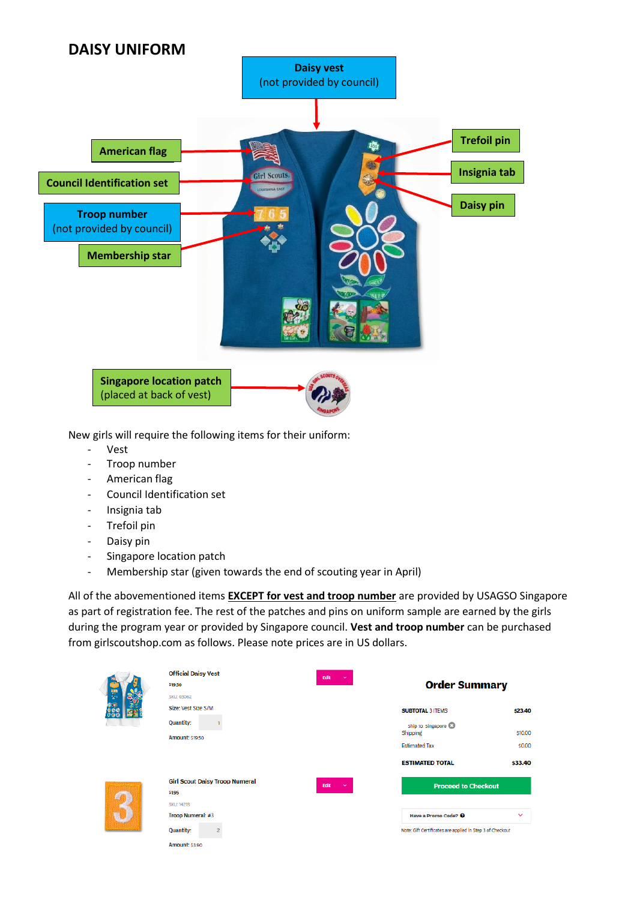# DAISY UNIFORM

Daisy vest
(not provided by council)

American flag

Council Identification set

Troop number
(not provided by council)

Membership star

Trefoil pin

Insignia tab

Daisy pin

Singapore location patch
(placed at back of vest)

New girls will require the following items for their uniform:

- Vest
- Troop number
- American flag
- Council Identification set
- Insignia tab
- Trefoil pin
- Daisy pin
- Singapore location patch
- Membership star (given towards the end of scouting year in April)

All of the abovementioned items **EXCEPT for vest and troop number** are provided by USAGSO Singapore as part of registration fee. The rest of the patches and pins on uniform sample are earned by the girls during the program year or provided by Singapore council. **Vest and troop number** can be purchased from girlscoutshop.com as follows. Please note prices are in US dollars.

Official Daisy Vest
$19.50
SKU: 03062
Size: Vest Size S/M
Quantity: 1
Amount: $19.50

Girl Scout Daisy Troop Numeral
$1.95
SKU: 14213
Troop Numeral: #3
Quantity: 2
Amount: $3.90

**Order Summary**

| | |
|---|---|
| SUBTOTAL 3 ITEMS | $23.40 |
| Shipping (ship to: singapore) | $10.00 |
| Estimated Tax | $0.00 |
| ESTIMATED TOTAL | $33.40 |

Proceed to Checkout

Have a Promo Code?

Note: Gift Certificates are applied in Step 3 of Checkout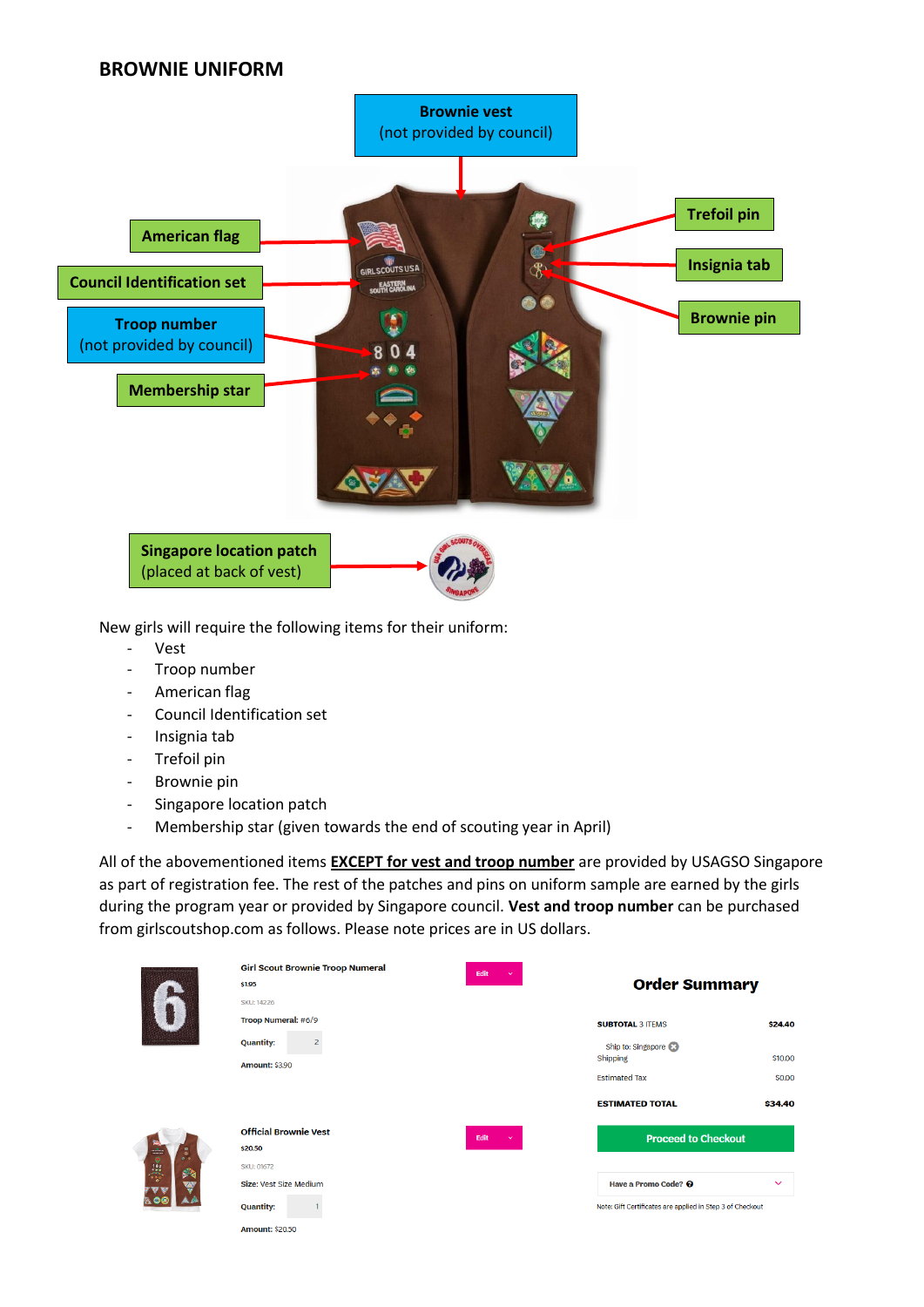## BROWNIE UNIFORM

Brownie vest (not provided by council)

American flag

Council Identification set

Troop number (not provided by council)

Membership star

Trefoil pin

Insignia tab

Brownie pin

Singapore location patch (placed at back of vest)

New girls will require the following items for their uniform:

- Vest
- Troop number
- American flag
- Council Identification set
- Insignia tab
- Trefoil pin
- Brownie pin
- Singapore location patch
- Membership star (given towards the end of scouting year in April)

All of the abovementioned items **EXCEPT for vest and troop number** are provided by USAGSO Singapore as part of registration fee. The rest of the patches and pins on uniform sample are earned by the girls during the program year or provided by Singapore council. **Vest and troop number** can be purchased from girlscoutshop.com as follows. Please note prices are in US dollars.

**Girl Scout Brownie Troop Numeral**
$1.95
SKU: 14226
Troop Numeral: #6/9
Quantity: 2
Amount: $3.90

**Official Brownie Vest**
$20.50
SKU: 01672
Size: Vest Size Medium
Quantity: 1
Amount: $20.50

**Order Summary**

| | |
|---|---|
| SUBTOTAL 3 ITEMS | $24.40 |
| Ship to: Singapore<br>Shipping | $10.00 |
| Estimated Tax | $0.00 |
| ESTIMATED TOTAL | $34.40 |

Proceed to Checkout

Have a Promo Code?

Note: Gift Certificates are applied in Step 3 of Checkout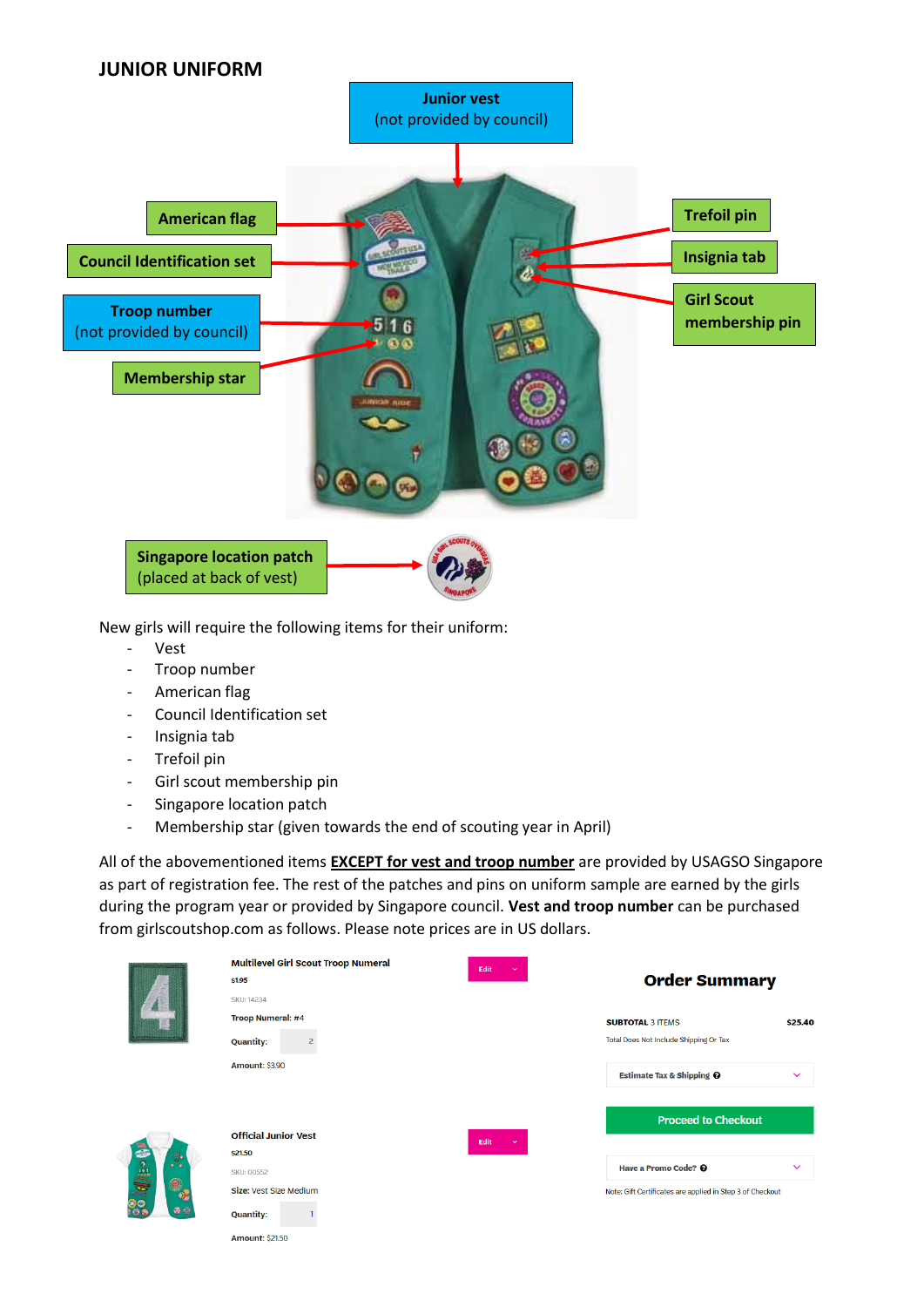# JUNIOR UNIFORM

**Junior vest** (not provided by council)

**American flag**

**Council Identification set**

**Troop number** (not provided by council)

**Membership star**

**Trefoil pin**

**Insignia tab**

**Girl Scout membership pin**

**Singapore location patch** (placed at back of vest)

New girls will require the following items for their uniform:

- Vest
- Troop number
- American flag
- Council Identification set
- Insignia tab
- Trefoil pin
- Girl scout membership pin
- Singapore location patch
- Membership star (given towards the end of scouting year in April)

All of the abovementioned items **EXCEPT for vest and troop number** are provided by USAGSO Singapore as part of registration fee. The rest of the patches and pins on uniform sample are earned by the girls during the program year or provided by Singapore council. **Vest and troop number** can be purchased from girlscoutshop.com as follows. Please note prices are in US dollars.

**Multilevel Girl Scout Troop Numeral**
$1.95
SKU: 14234
**Troop Numeral:** #4
**Quantity:** 2
**Amount:** $3.90

Edit

**Official Junior Vest**
$21.50
SKU: 00552
**Size:** Vest Size Medium
**Quantity:** 1
**Amount:** $21.50

Edit

**Order Summary**

**SUBTOTAL** 3 ITEMS **$25.40**
Total Does Not Include Shipping Or Tax

Estimate Tax & Shipping

Proceed to Checkout

Have a Promo Code?

Note: Gift Certificates are applied in Step 3 of Checkout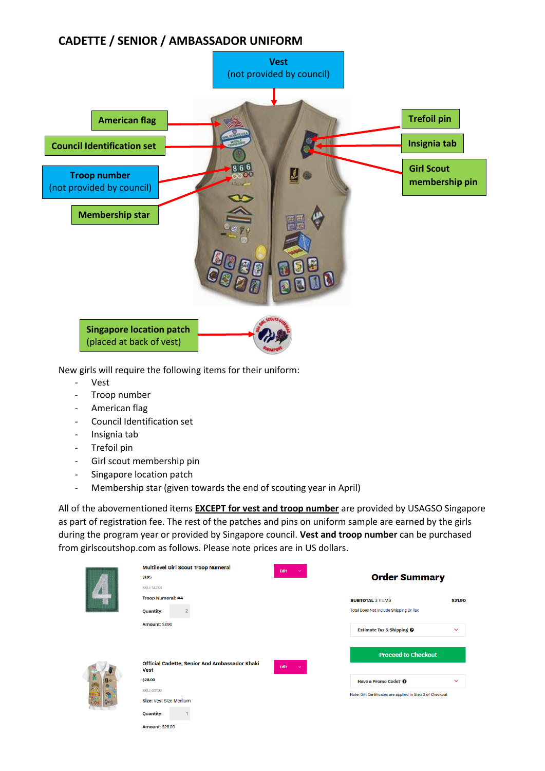## CADETTE / SENIOR / AMBASSADOR UNIFORM

**Vest**
(not provided by council)

**American flag**

**Council Identification set**

**Troop number**
(not provided by council)

**Membership star**

**Trefoil pin**

**Insignia tab**

**Girl Scout membership pin**

**Singapore location patch**
(placed at back of vest)

New girls will require the following items for their uniform:

- Vest
- Troop number
- American flag
- Council Identification set
- Insignia tab
- Trefoil pin
- Girl scout membership pin
- Singapore location patch
- Membership star (given towards the end of scouting year in April)

All of the abovementioned items **EXCEPT for vest and troop number** are provided by USAGSO Singapore as part of registration fee. The rest of the patches and pins on uniform sample are earned by the girls during the program year or provided by Singapore council. **Vest and troop number** can be purchased from girlscoutshop.com as follows. Please note prices are in US dollars.

**Multilevel Girl Scout Troop Numeral**
$1.95
SKU: 14234
Troop Numeral: #4
Quantity: 2
Amount: $3.90

**Official Cadette, Senior And Ambassador Khaki Vest**
$28.00
SKU: 05192
Size: Vest Size Medium
Quantity: 1
Amount: $28.00

**Order Summary**

SUBTOTAL 3 ITEMS $31.90
Total Does Not Include Shipping Or Tax

Estimate Tax & Shipping

Proceed to Checkout

Have a Promo Code?

Note: Gift Certificates are applied in Step 3 of Checkout